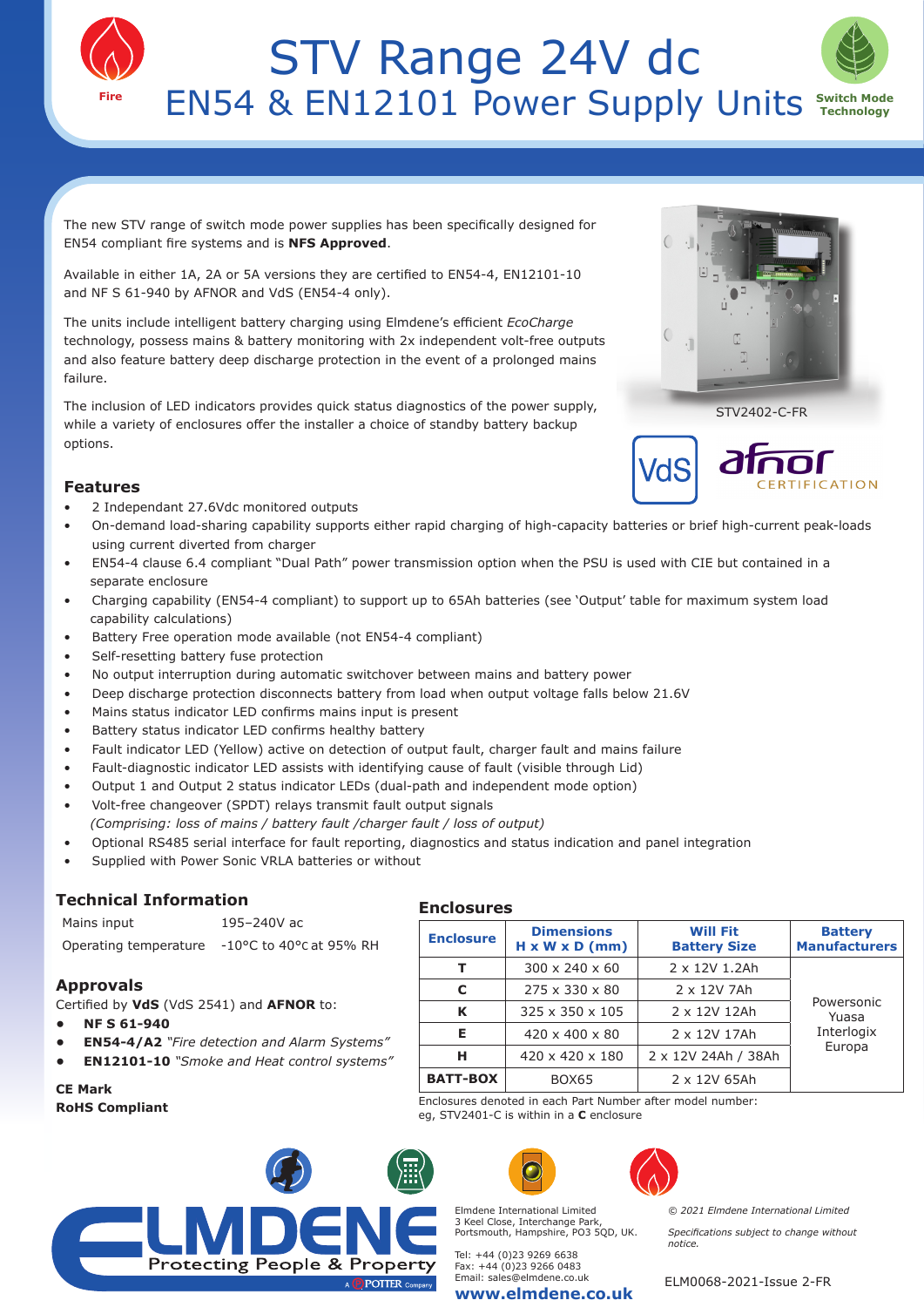Fire

# STV Range 24V dc
## EN54 & EN12101 Power Supply Units

Switch Mode Technology

The new STV range of switch mode power supplies has been specifically designed for EN54 compliant fire systems and is **NFS Approved**.

Available in either 1A, 2A or 5A versions they are certified to EN54-4, EN12101-10 and NF S 61-940 by AFNOR and VdS (EN54-4 only).

The units include intelligent battery charging using Elmdene's efficient *EcoCharge* technology, possess mains & battery monitoring with 2x independent volt-free outputs and also feature battery deep discharge protection in the event of a prolonged mains failure.

The inclusion of LED indicators provides quick status diagnostics of the power supply, while a variety of enclosures offer the installer a choice of standby battery backup options.

STV2402-C-FR

### Features

- 2 Independant 27.6Vdc monitored outputs
- On-demand load-sharing capability supports either rapid charging of high-capacity batteries or brief high-current peak-loads using current diverted from charger
- EN54-4 clause 6.4 compliant "Dual Path" power transmission option when the PSU is used with CIE but contained in a separate enclosure
- Charging capability (EN54-4 compliant) to support up to 65Ah batteries (see 'Output' table for maximum system load capability calculations)
- Battery Free operation mode available (not EN54-4 compliant)
- Self-resetting battery fuse protection
- No output interruption during automatic switchover between mains and battery power
- Deep discharge protection disconnects battery from load when output voltage falls below 21.6V
- Mains status indicator LED confirms mains input is present
- Battery status indicator LED confirms healthy battery
- Fault indicator LED (Yellow) active on detection of output fault, charger fault and mains failure
- Fault-diagnostic indicator LED assists with identifying cause of fault (visible through Lid)
- Output 1 and Output 2 status indicator LEDs (dual-path and independent mode option)
- Volt-free changeover (SPDT) relays transmit fault output signals
  *(Comprising: loss of mains / battery fault /charger fault / loss of output)*
- Optional RS485 serial interface for fault reporting, diagnostics and status indication and panel integration
- Supplied with Power Sonic VRLA batteries or without

### Technical Information

| | |
|---|---|
| Mains input | 195–240V ac |
| Operating temperature | -10°C to 40°C at 95% RH |

### Approvals

Certified by **VdS** (VdS 2541) and **AFNOR** to:

- **NF S 61-940**
- **EN54-4/A2** *"Fire detection and Alarm Systems"*
- **EN12101-10** *"Smoke and Heat control systems"*

**CE Mark**
**RoHS Compliant**

### Enclosures

| Enclosure | Dimensions H x W x D (mm) | Will Fit Battery Size | Battery Manufacturers |
|---|---|---|---|
| T | 300 x 240 x 60 | 2 x 12V 1.2Ah | Powersonic Yuasa Interlogix Europa |
| C | 275 x 330 x 80 | 2 x 12V 7Ah | |
| K | 325 x 350 x 105 | 2 x 12V 12Ah | |
| E | 420 x 400 x 80 | 2 x 12V 17Ah | |
| H | 420 x 420 x 180 | 2 x 12V 24Ah / 38Ah | |
| BATT-BOX | BOX65 | 2 x 12V 65Ah | |

Enclosures denoted in each Part Number after model number: eg, STV2401-C is within in a **C** enclosure

ELMDENE Protecting People & Property — A POTTER Company

Elmdene International Limited
3 Keel Close, Interchange Park,
Portsmouth, Hampshire, PO3 5QD, UK.

Tel: +44 (0)23 9269 6638
Fax: +44 (0)23 9266 0483
Email: sales@elmdene.co.uk
**www.elmdene.co.uk**

*© 2021 Elmdene International Limited*

*Specifications subject to change without notice.*

ELM0068-2021-Issue 2-FR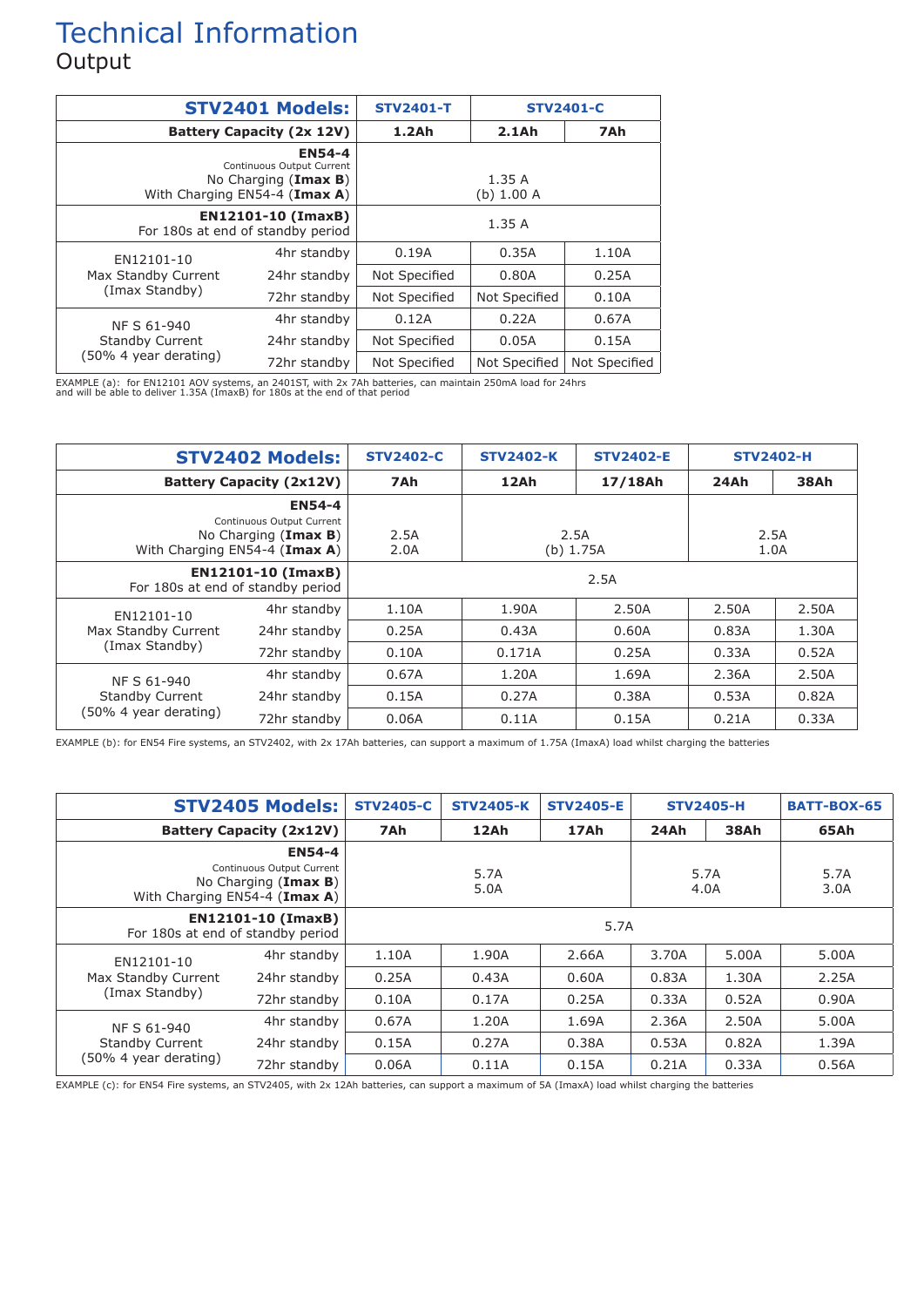# Technical Information

## Output

| **STV2401 Models:** | | **STV2401-T** | **STV2401-C** | |
|---|---|---|---|---|
| **Battery Capacity (2x 12V)** | | **1.2Ah** | **2.1Ah** | **7Ah** |
| **EN54-4** Continuous Output Current No Charging (**Imax B**) With Charging EN54-4 (**Imax A**) | | 1.35 A (b) 1.00 A | | |
| **EN12101-10 (ImaxB)** For 180s at end of standby period | | 1.35 A | | |
| EN12101-10 Max Standby Current (Imax Standby) | 4hr standby | 0.19A | 0.35A | 1.10A |
| | 24hr standby | Not Specified | 0.80A | 0.25A |
| | 72hr standby | Not Specified | Not Specified | 0.10A |
| NF S 61-940 Standby Current (50% 4 year derating) | 4hr standby | 0.12A | 0.22A | 0.67A |
| | 24hr standby | Not Specified | 0.05A | 0.15A |
| | 72hr standby | Not Specified | Not Specified | Not Specified |

EXAMPLE (a): for EN12101 AOV systems, an 2401ST, with 2x 7Ah batteries, can maintain 250mA load for 24hrs and will be able to deliver 1.35A (ImaxB) for 180s at the end of that period

| **STV2402 Models:** | | **STV2402-C** | **STV2402-K** | **STV2402-E** | **STV2402-H** | |
|---|---|---|---|---|---|---|
| **Battery Capacity (2x12V)** | | **7Ah** | **12Ah** | **17/18Ah** | **24Ah** | **38Ah** |
| **EN54-4** Continuous Output Current No Charging (**Imax B**) With Charging EN54-4 (**Imax A**) | | 2.5A 2.0A | 2.5A (b) 1.75A | | 2.5A 1.0A | |
| **EN12101-10 (ImaxB)** For 180s at end of standby period | | 2.5A | | | | |
| EN12101-10 Max Standby Current (Imax Standby) | 4hr standby | 1.10A | 1.90A | 2.50A | 2.50A | 2.50A |
| | 24hr standby | 0.25A | 0.43A | 0.60A | 0.83A | 1.30A |
| | 72hr standby | 0.10A | 0.171A | 0.25A | 0.33A | 0.52A |
| NF S 61-940 Standby Current (50% 4 year derating) | 4hr standby | 0.67A | 1.20A | 1.69A | 2.36A | 2.50A |
| | 24hr standby | 0.15A | 0.27A | 0.38A | 0.53A | 0.82A |
| | 72hr standby | 0.06A | 0.11A | 0.15A | 0.21A | 0.33A |

EXAMPLE (b): for EN54 Fire systems, an STV2402, with 2x 17Ah batteries, can support a maximum of 1.75A (ImaxA) load whilst charging the batteries

| **STV2405 Models:** | | **STV2405-C** | **STV2405-K** | **STV2405-E** | **STV2405-H** | | **BATT-BOX-65** |
|---|---|---|---|---|---|---|---|
| **Battery Capacity (2x12V)** | | **7Ah** | **12Ah** | **17Ah** | **24Ah** | **38Ah** | **65Ah** |
| **EN54-4** Continuous Output Current No Charging (**Imax B**) With Charging EN54-4 (**Imax A**) | | 5.7A 5.0A | | | 5.7A 4.0A | | 5.7A 3.0A |
| **EN12101-10 (ImaxB)** For 180s at end of standby period | | 5.7A | | | | | |
| EN12101-10 Max Standby Current (Imax Standby) | 4hr standby | 1.10A | 1.90A | 2.66A | 3.70A | 5.00A | 5.00A |
| | 24hr standby | 0.25A | 0.43A | 0.60A | 0.83A | 1.30A | 2.25A |
| | 72hr standby | 0.10A | 0.17A | 0.25A | 0.33A | 0.52A | 0.90A |
| NF S 61-940 Standby Current (50% 4 year derating) | 4hr standby | 0.67A | 1.20A | 1.69A | 2.36A | 2.50A | 5.00A |
| | 24hr standby | 0.15A | 0.27A | 0.38A | 0.53A | 0.82A | 1.39A |
| | 72hr standby | 0.06A | 0.11A | 0.15A | 0.21A | 0.33A | 0.56A |

EXAMPLE (c): for EN54 Fire systems, an STV2405, with 2x 12Ah batteries, can support a maximum of 5A (ImaxA) load whilst charging the batteries